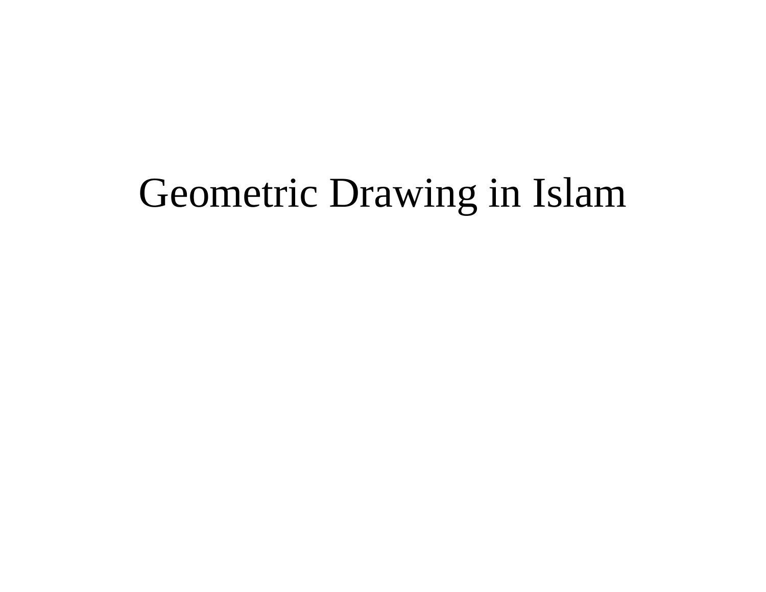# Geometric Drawing in Islam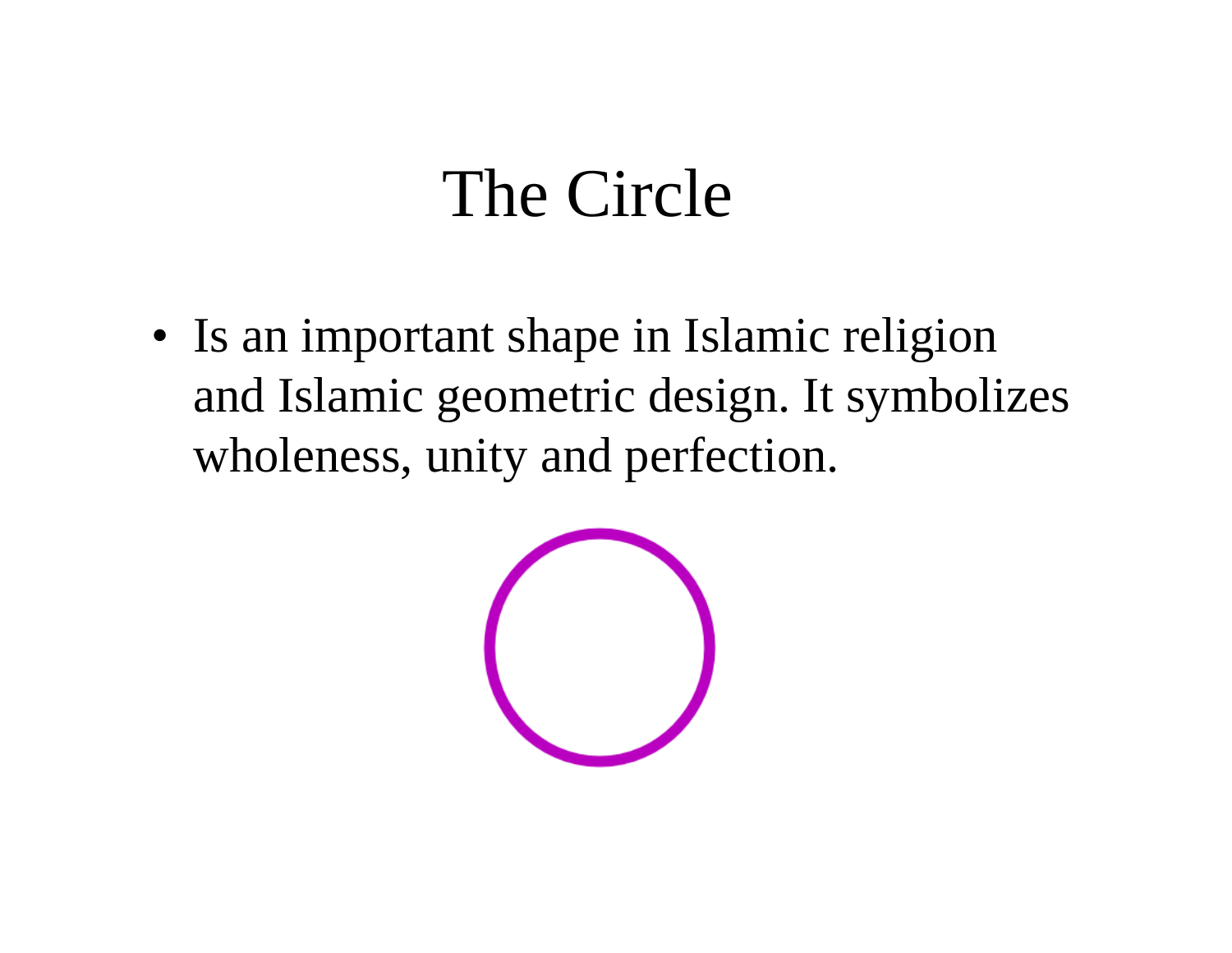# The Circle

- Is an important shape in Islamic religion and Islamic geometric design. It symbolizes wholeness, unity and perfection.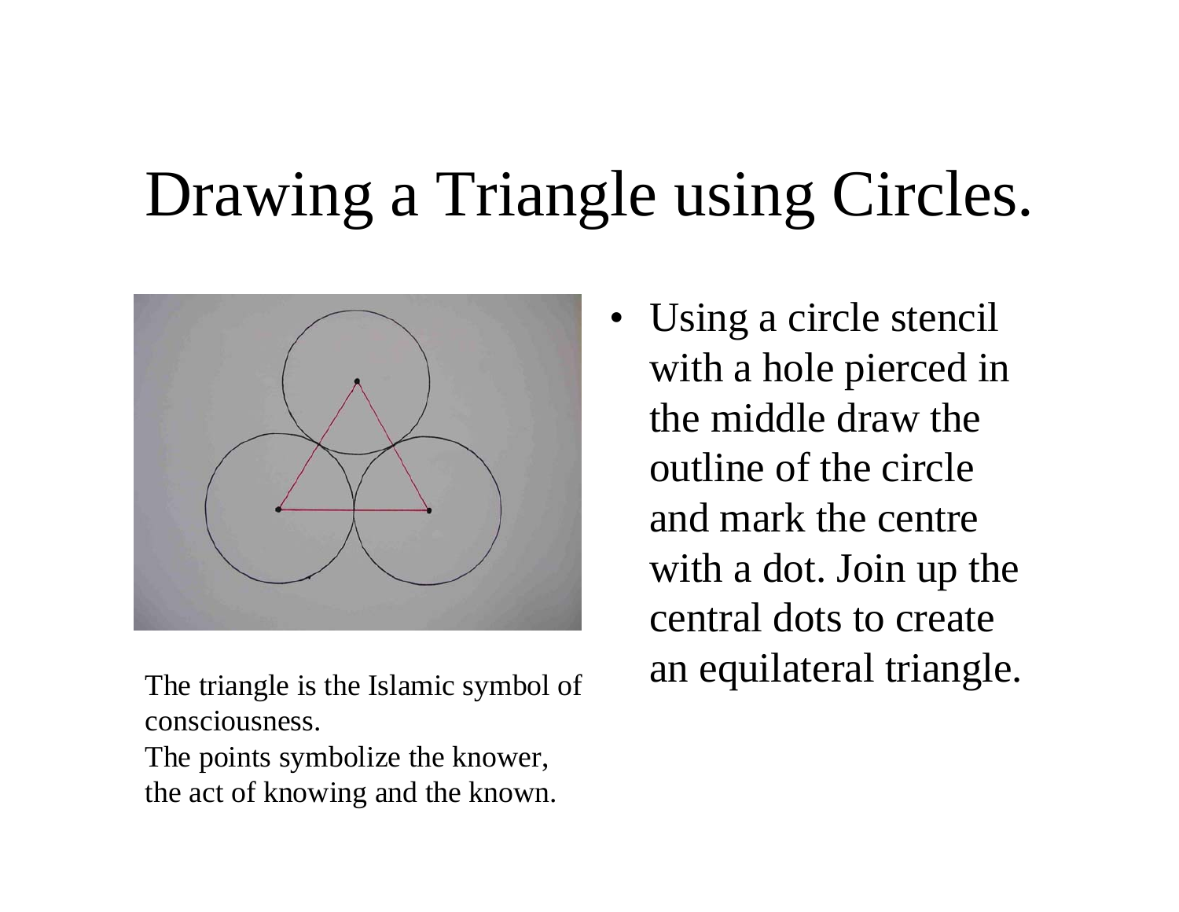# Drawing a Triangle using Circles.

- Using a circle stencil with a hole pierced in the middle draw the outline of the circle and mark the centre with a dot. Join up the central dots to create an equilateral triangle.

The triangle is the Islamic symbol of consciousness.
The points symbolize the knower, the act of knowing and the known.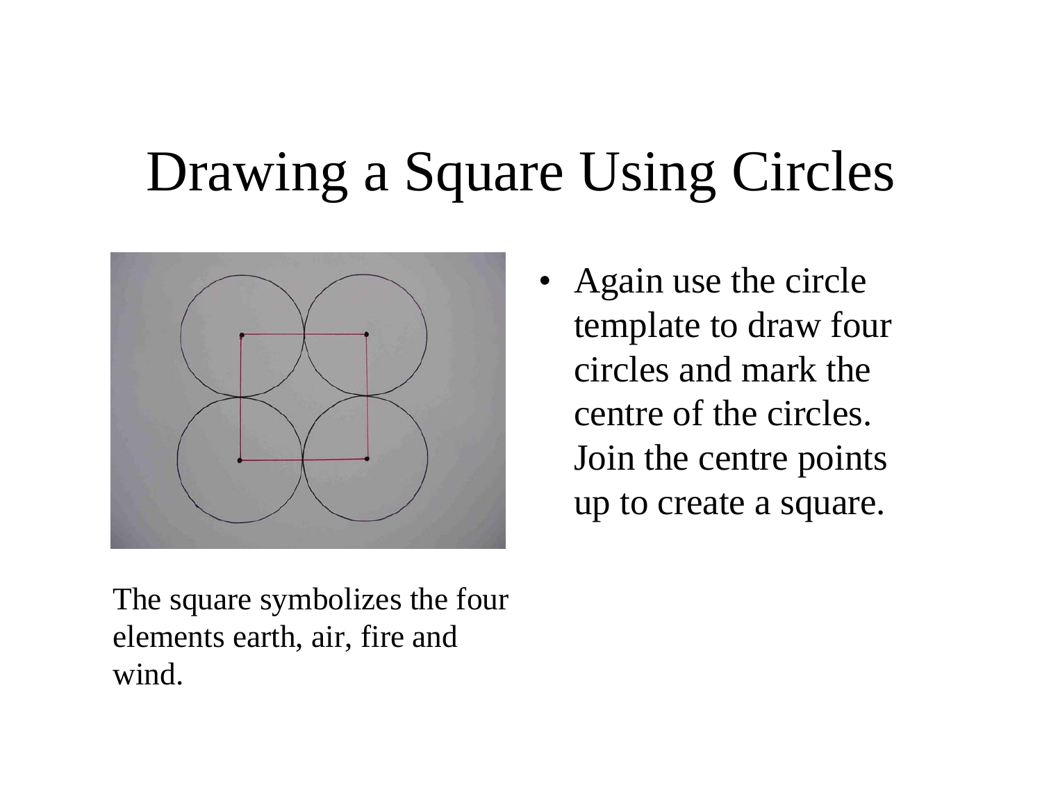# Drawing a Square Using Circles

- Again use the circle template to draw four circles and mark the centre of the circles. Join the centre points up to create a square.

The square symbolizes the four elements earth, air, fire and wind.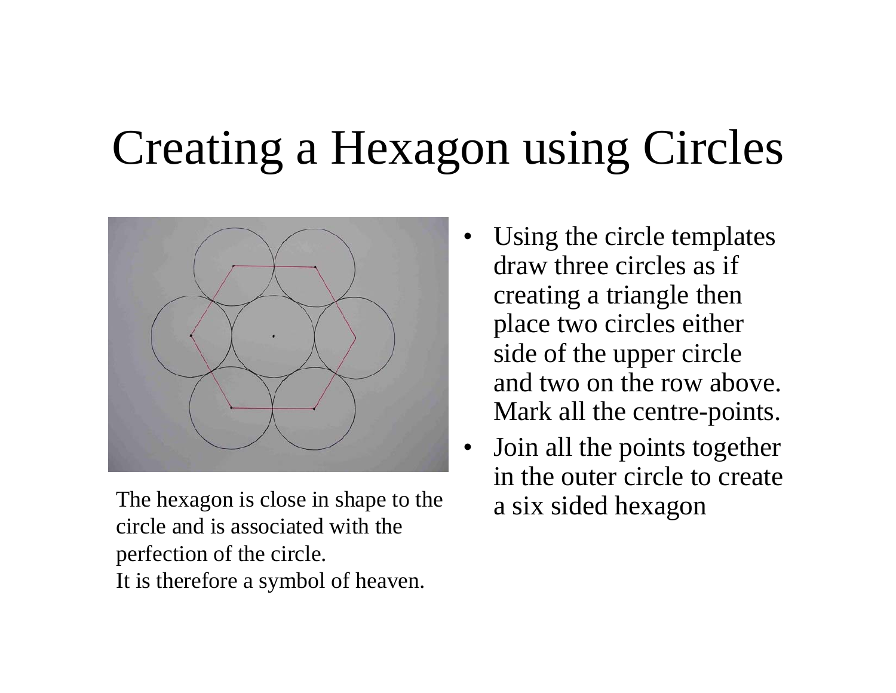# Creating a Hexagon using Circles

The hexagon is close in shape to the circle and is associated with the perfection of the circle.
It is therefore a symbol of heaven.

- Using the circle templates draw three circles as if creating a triangle then place two circles either side of the upper circle and two on the row above. Mark all the centre-points.
- Join all the points together in the outer circle to create a six sided hexagon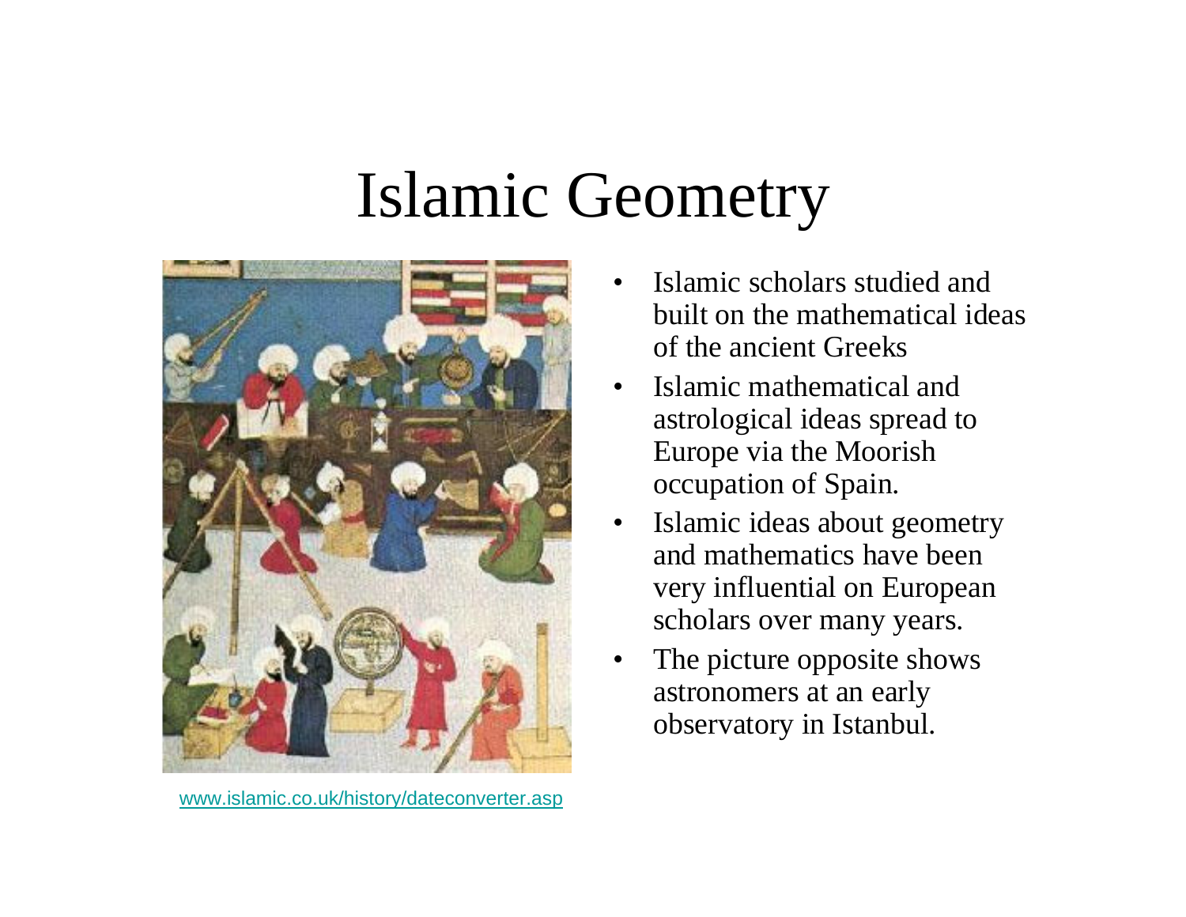# Islamic Geometry

[www.islamic.co.uk/history/dateconverter.asp](www.islamic.co.uk/history/dateconverter.asp)

- Islamic scholars studied and built on the mathematical ideas of the ancient Greeks
- Islamic mathematical and astrological ideas spread to Europe via the Moorish occupation of Spain.
- Islamic ideas about geometry and mathematics have been very influential on European scholars over many years.
- The picture opposite shows astronomers at an early observatory in Istanbul.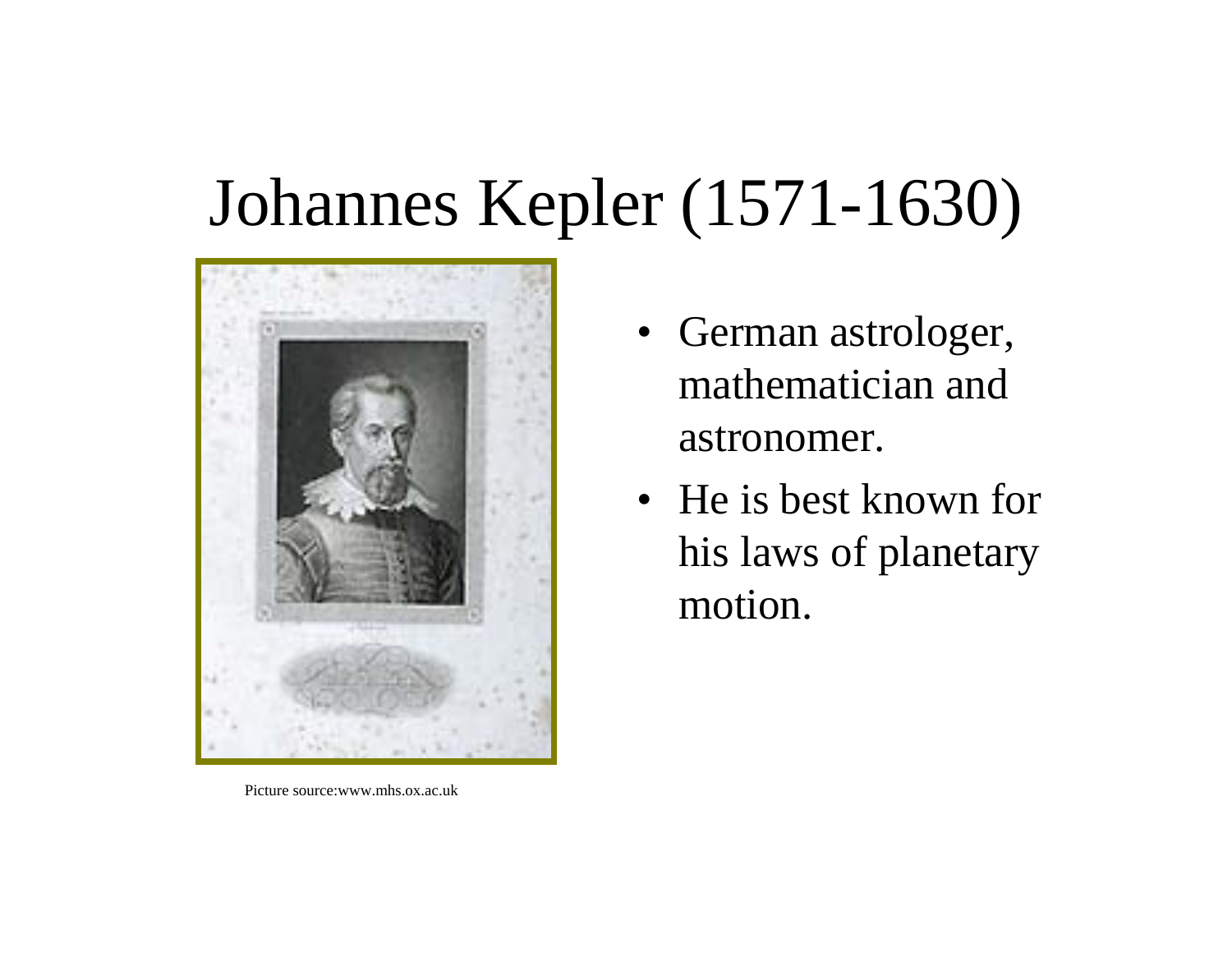# Johannes Kepler (1571-1630)

- German astrologer, mathematician and astronomer.
- He is best known for his laws of planetary motion.

Picture source:www.mhs.ox.ac.uk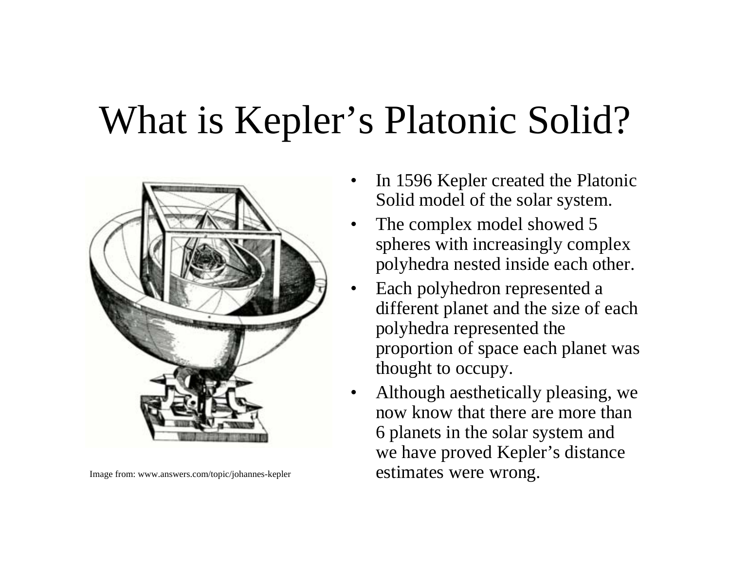# What is Kepler's Platonic Solid?

Image from: www.answers.com/topic/johannes-kepler

- In 1596 Kepler created the Platonic Solid model of the solar system.
- The complex model showed 5 spheres with increasingly complex polyhedra nested inside each other.
- Each polyhedron represented a different planet and the size of each polyhedra represented the proportion of space each planet was thought to occupy.
- Although aesthetically pleasing, we now know that there are more than 6 planets in the solar system and we have proved Kepler's distance estimates were wrong.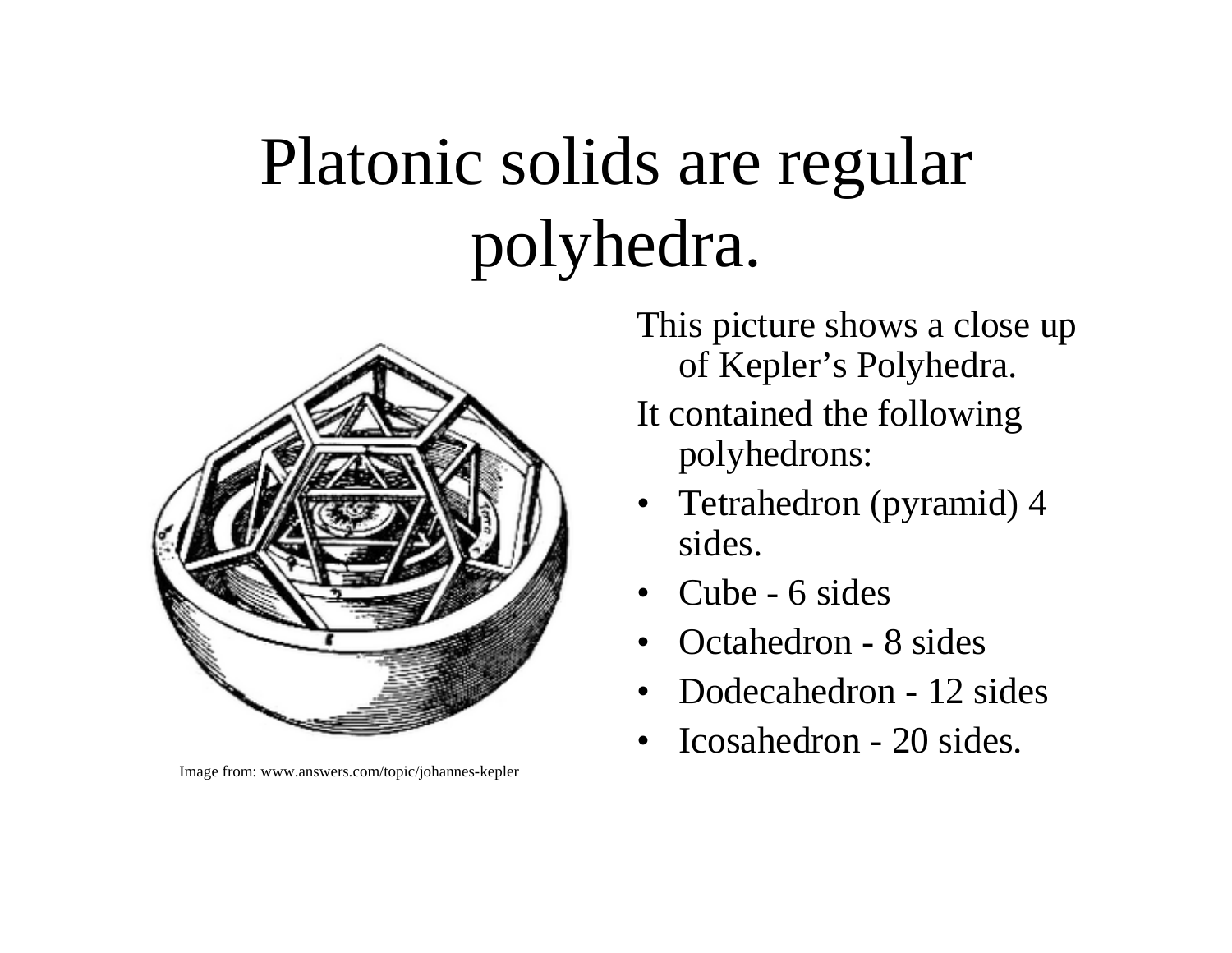# Platonic solids are regular polyhedra.

Image from: www.answers.com/topic/johannes-kepler

This picture shows a close up of Kepler's Polyhedra.

It contained the following polyhedrons:

- Tetrahedron (pyramid) 4 sides.
- Cube - 6 sides
- Octahedron - 8 sides
- Dodecahedron - 12 sides
- Icosahedron - 20 sides.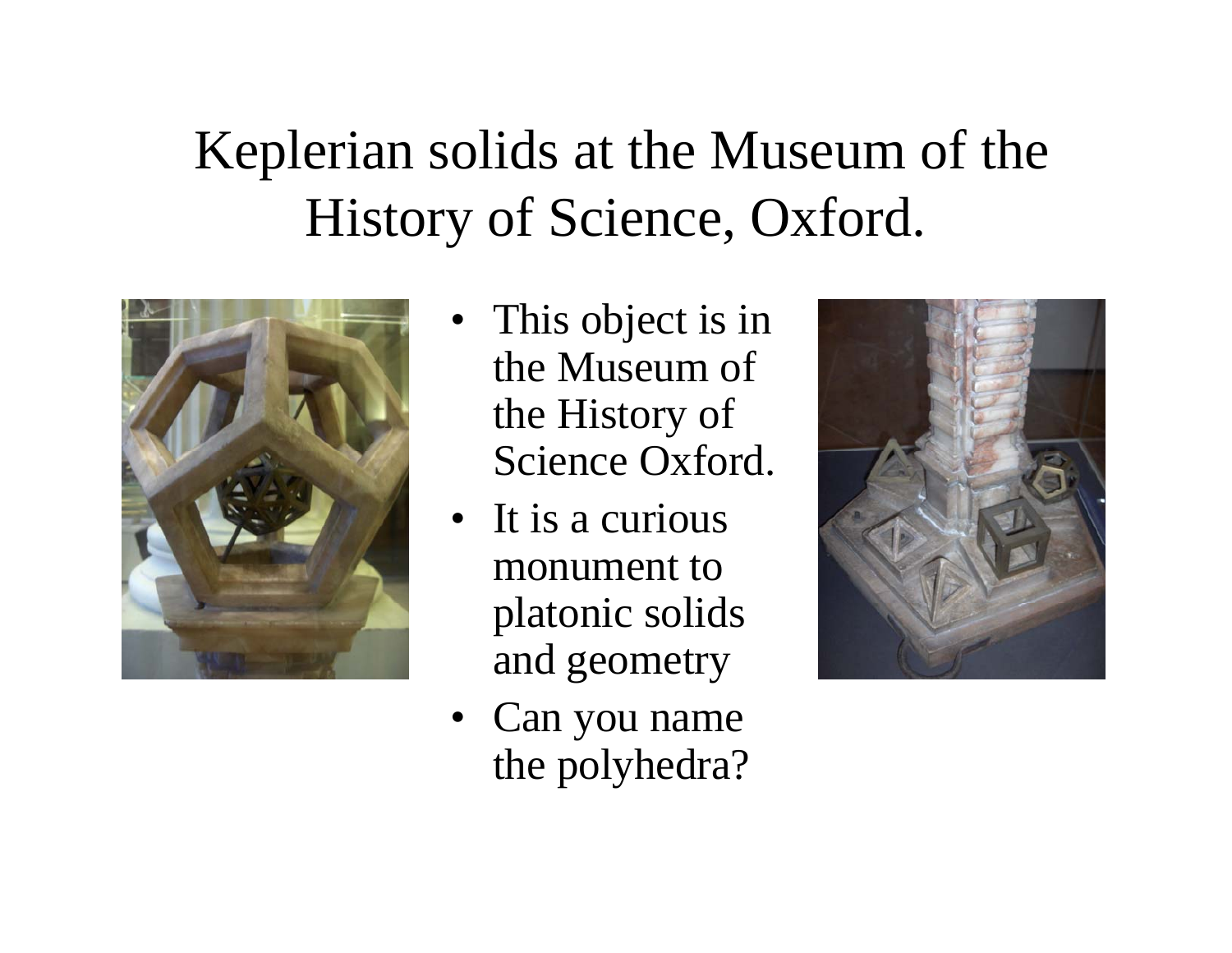# Keplerian solids at the Museum of the History of Science, Oxford.

- This object is in the Museum of the History of Science Oxford.
- It is a curious monument to platonic solids and geometry
- Can you name the polyhedra?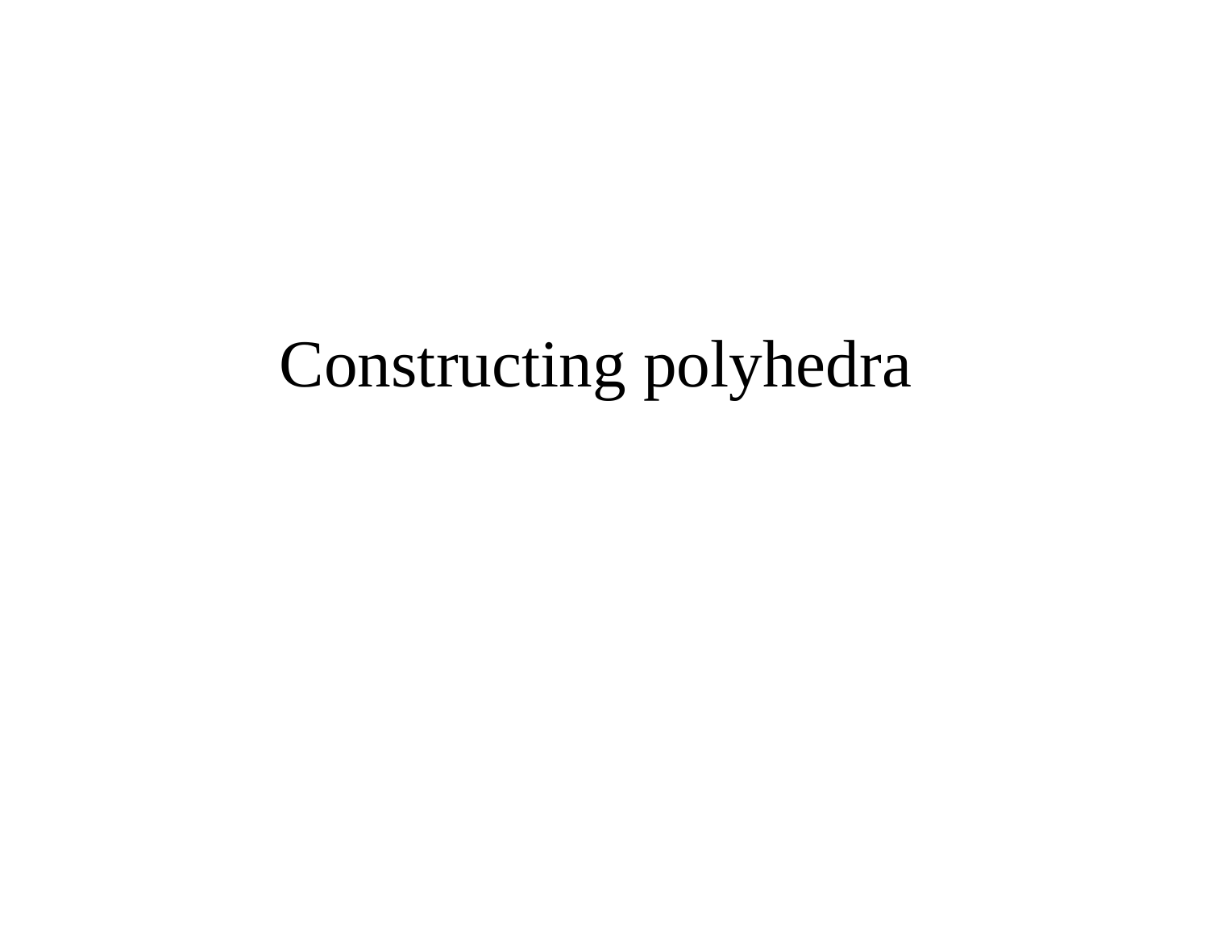# Constructing polyhedra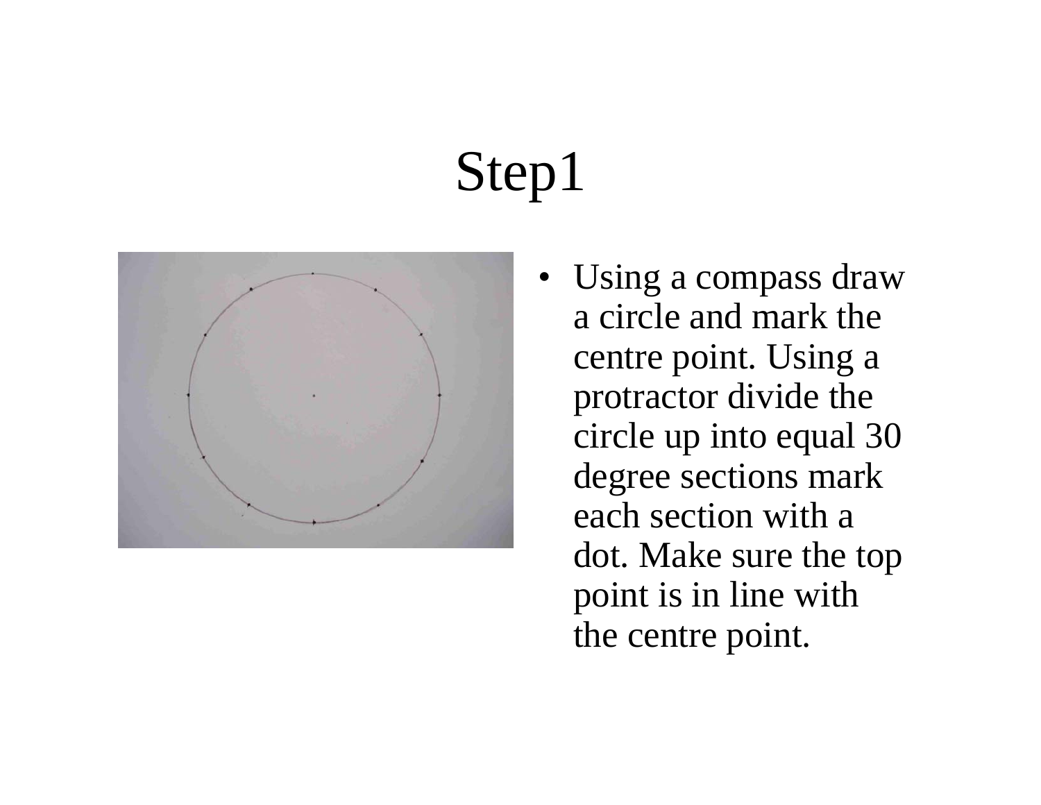# Step1

- Using a compass draw a circle and mark the centre point. Using a protractor divide the circle up into equal 30 degree sections mark each section with a dot. Make sure the top point is in line with the centre point.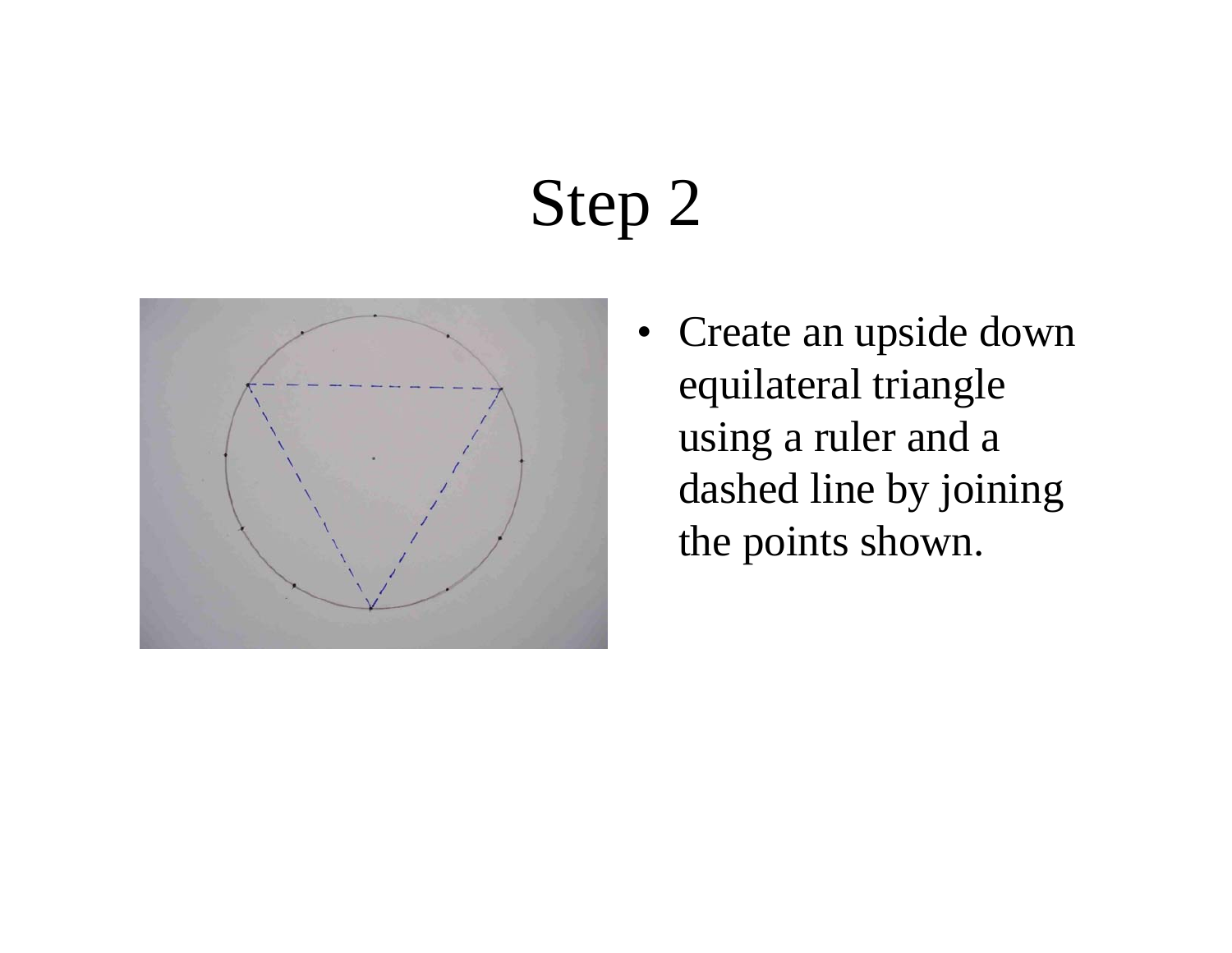# Step 2

- Create an upside down equilateral triangle using a ruler and a dashed line by joining the points shown.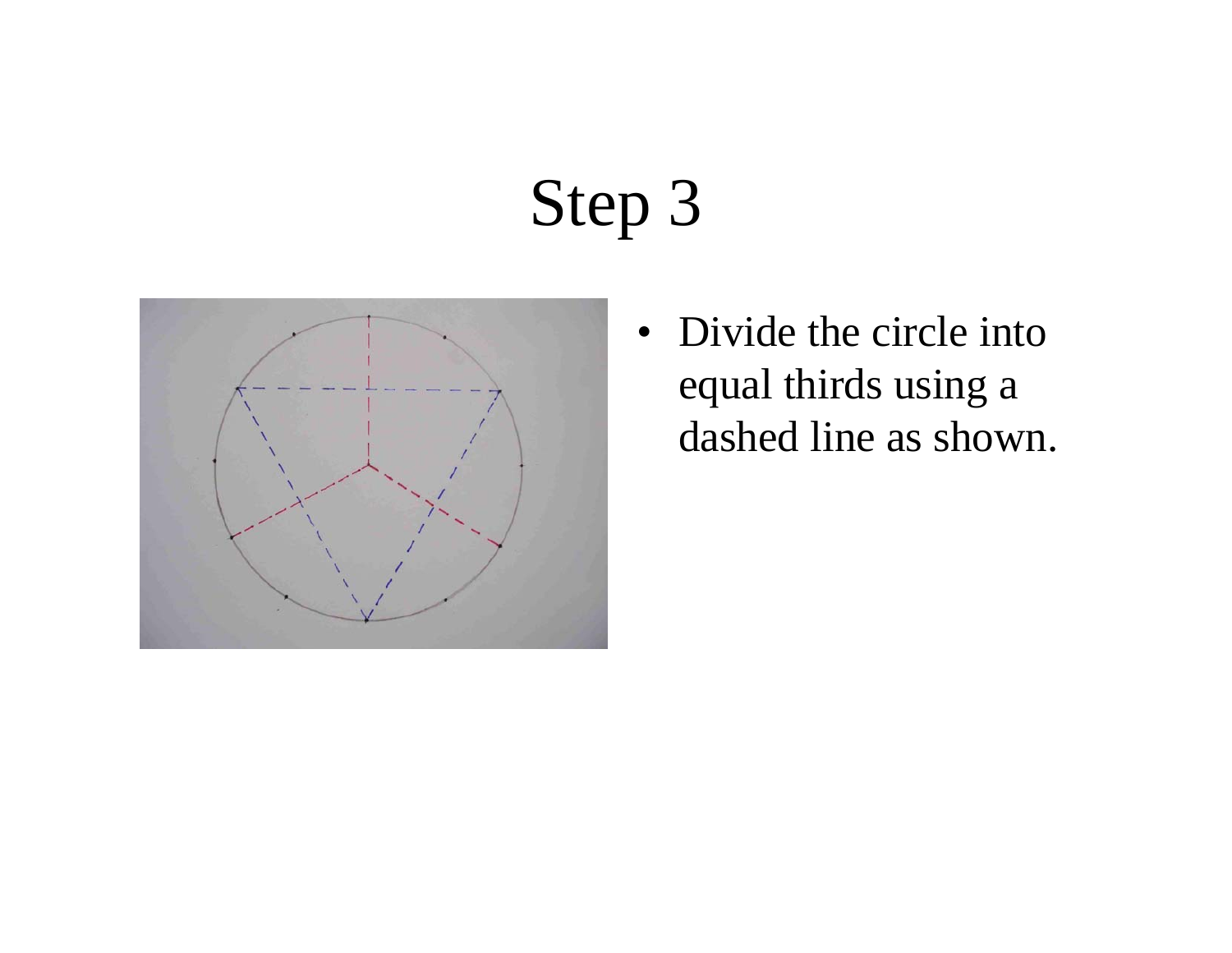# Step 3

- Divide the circle into equal thirds using a dashed line as shown.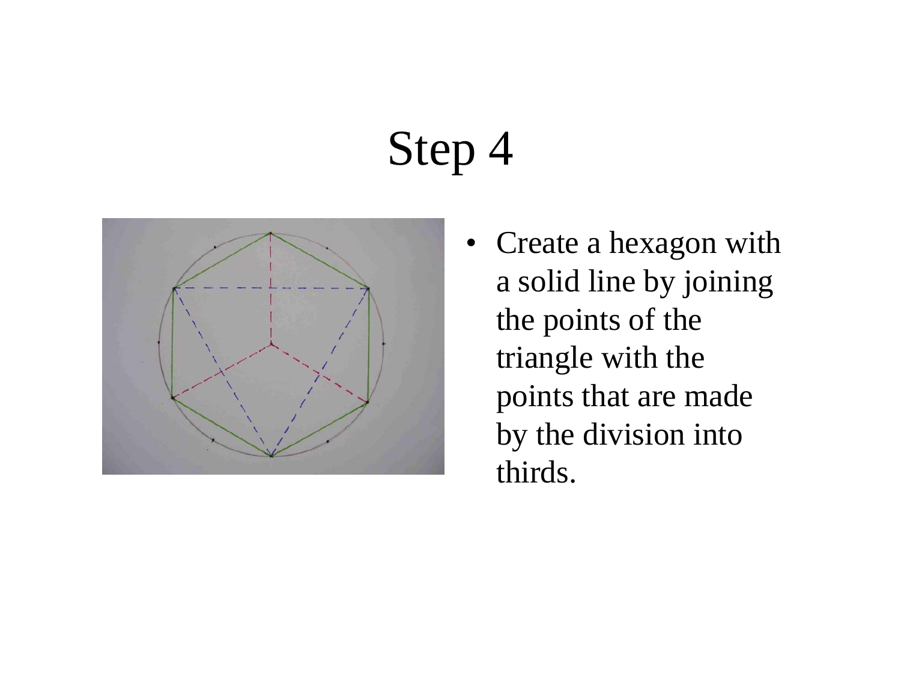# Step 4

- Create a hexagon with a solid line by joining the points of the triangle with the points that are made by the division into thirds.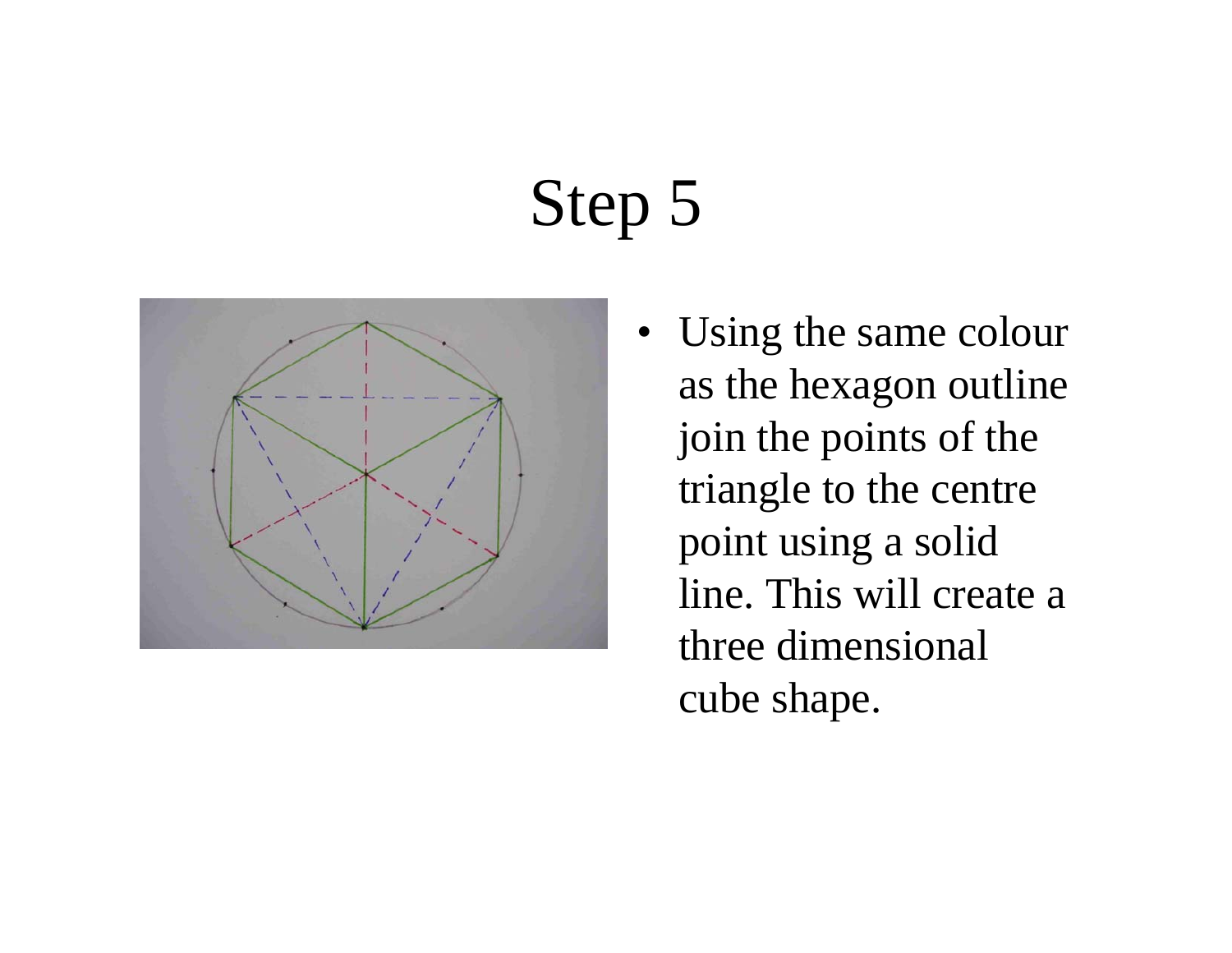# Step 5

- Using the same colour as the hexagon outline join the points of the triangle to the centre point using a solid line. This will create a three dimensional cube shape.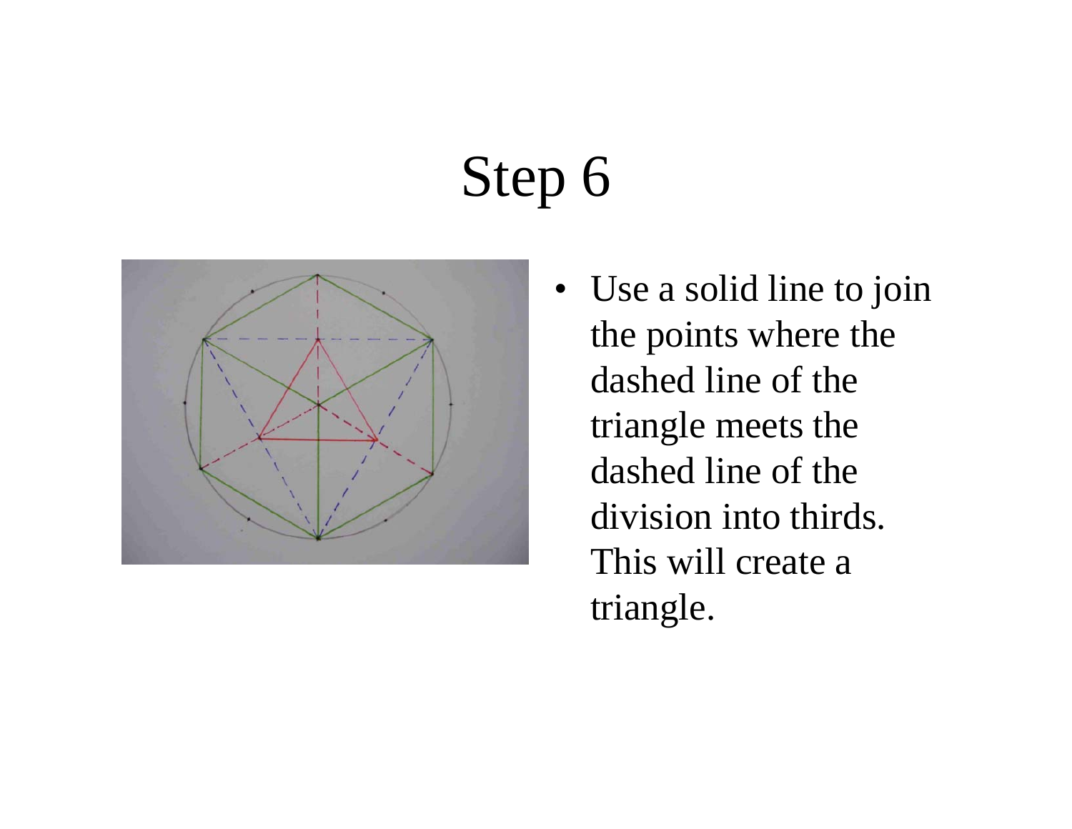# Step 6

- Use a solid line to join the points where the dashed line of the triangle meets the dashed line of the division into thirds. This will create a triangle.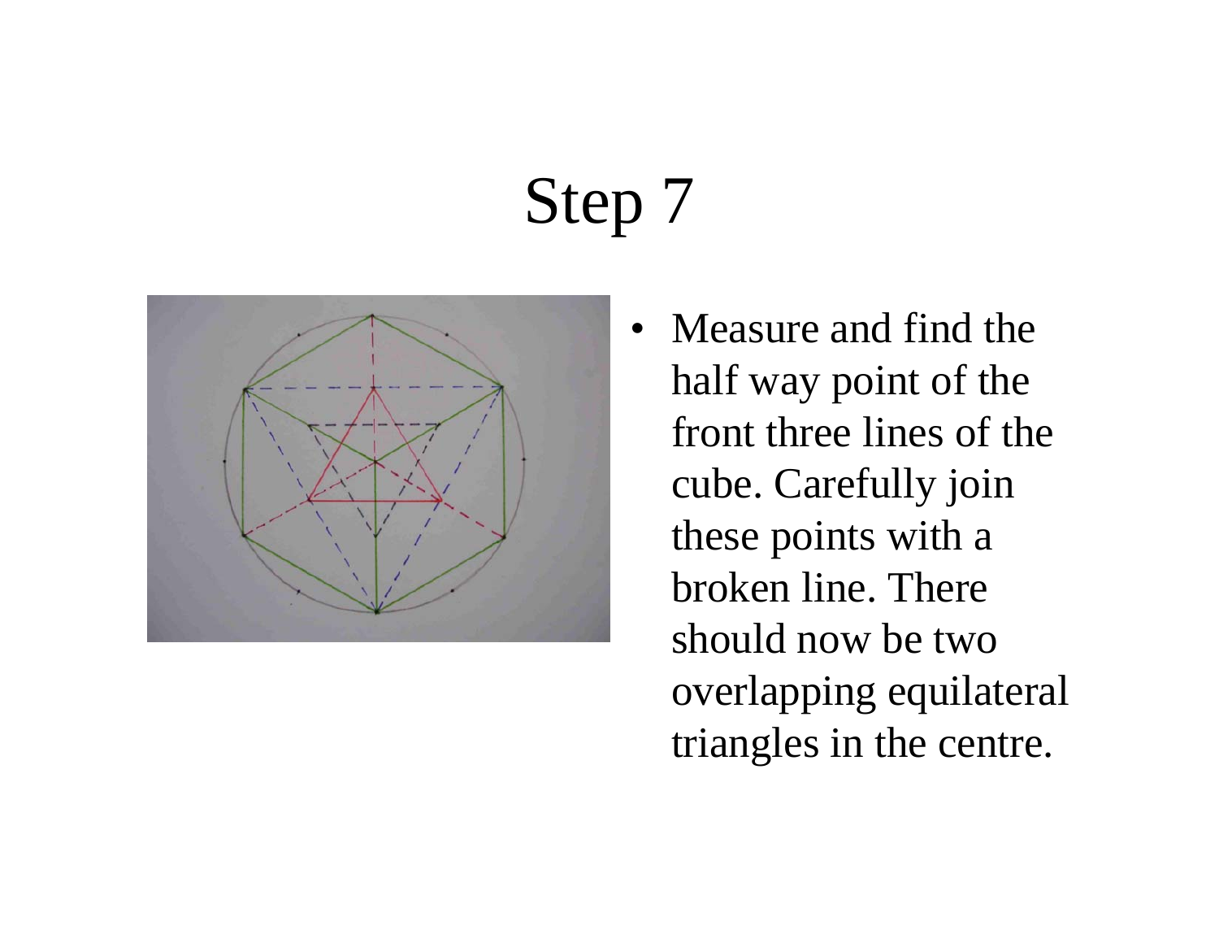# Step 7

- Measure and find the half way point of the front three lines of the cube. Carefully join these points with a broken line. There should now be two overlapping equilateral triangles in the centre.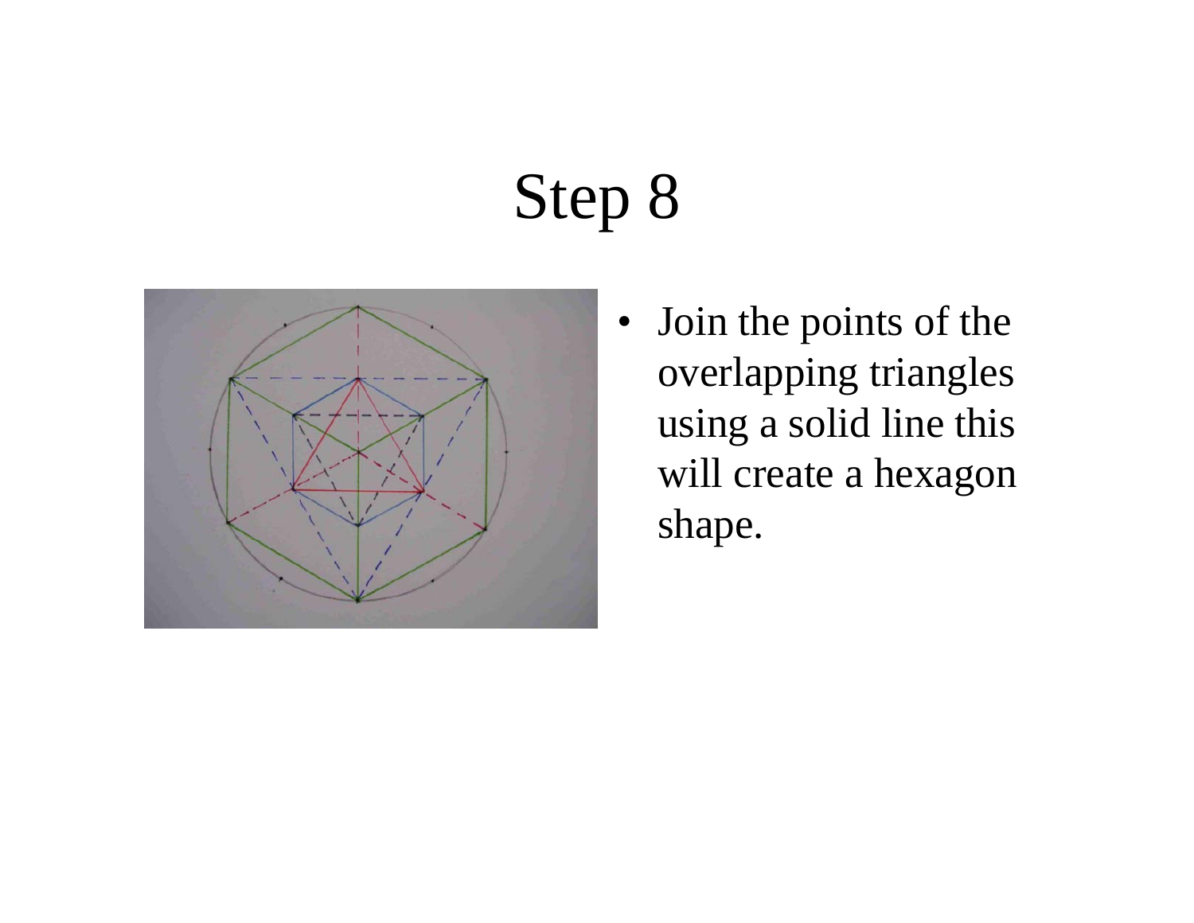# Step 8

- Join the points of the overlapping triangles using a solid line this will create a hexagon shape.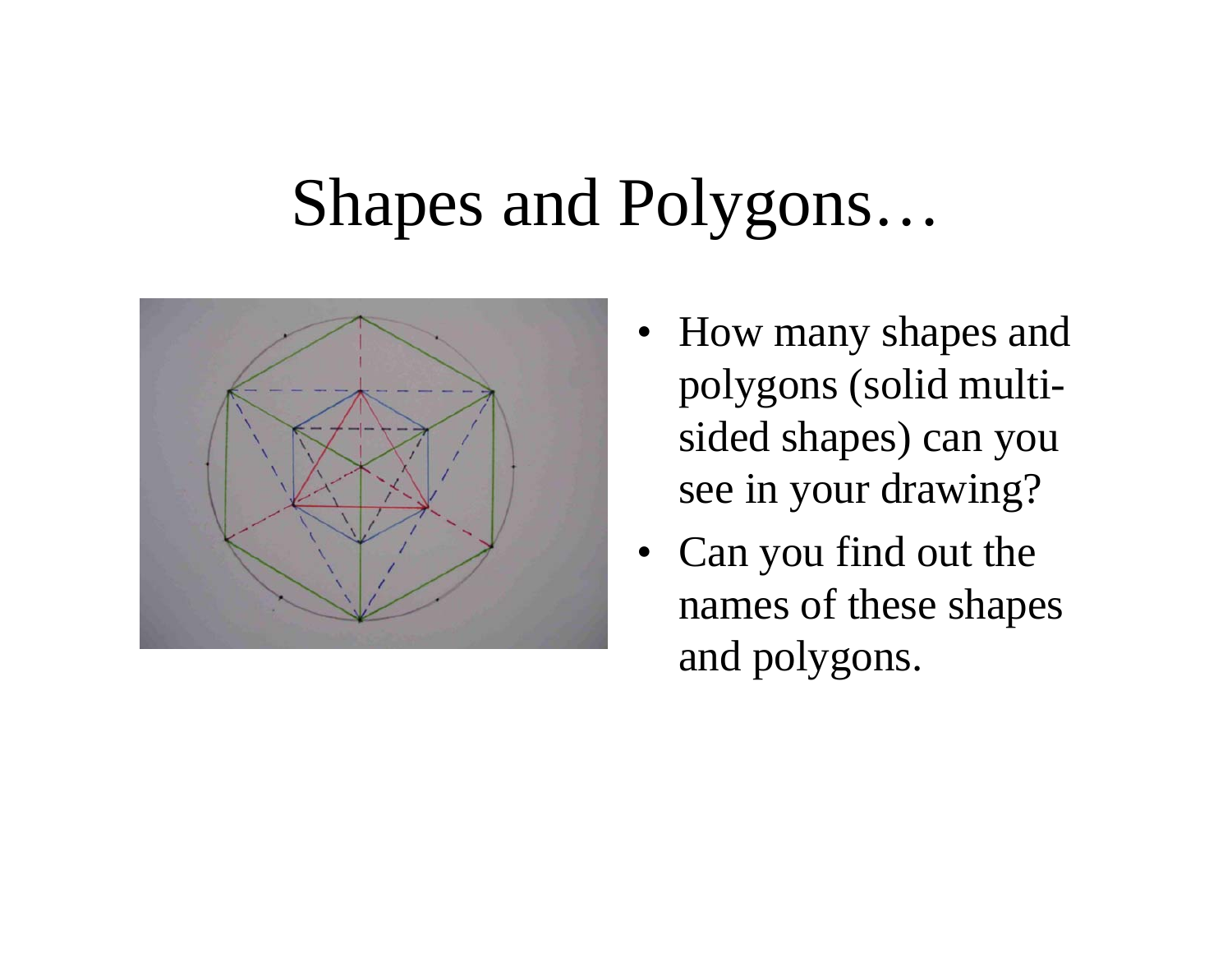# Shapes and Polygons…

- How many shapes and polygons (solid multi-sided shapes) can you see in your drawing?
- Can you find out the names of these shapes and polygons.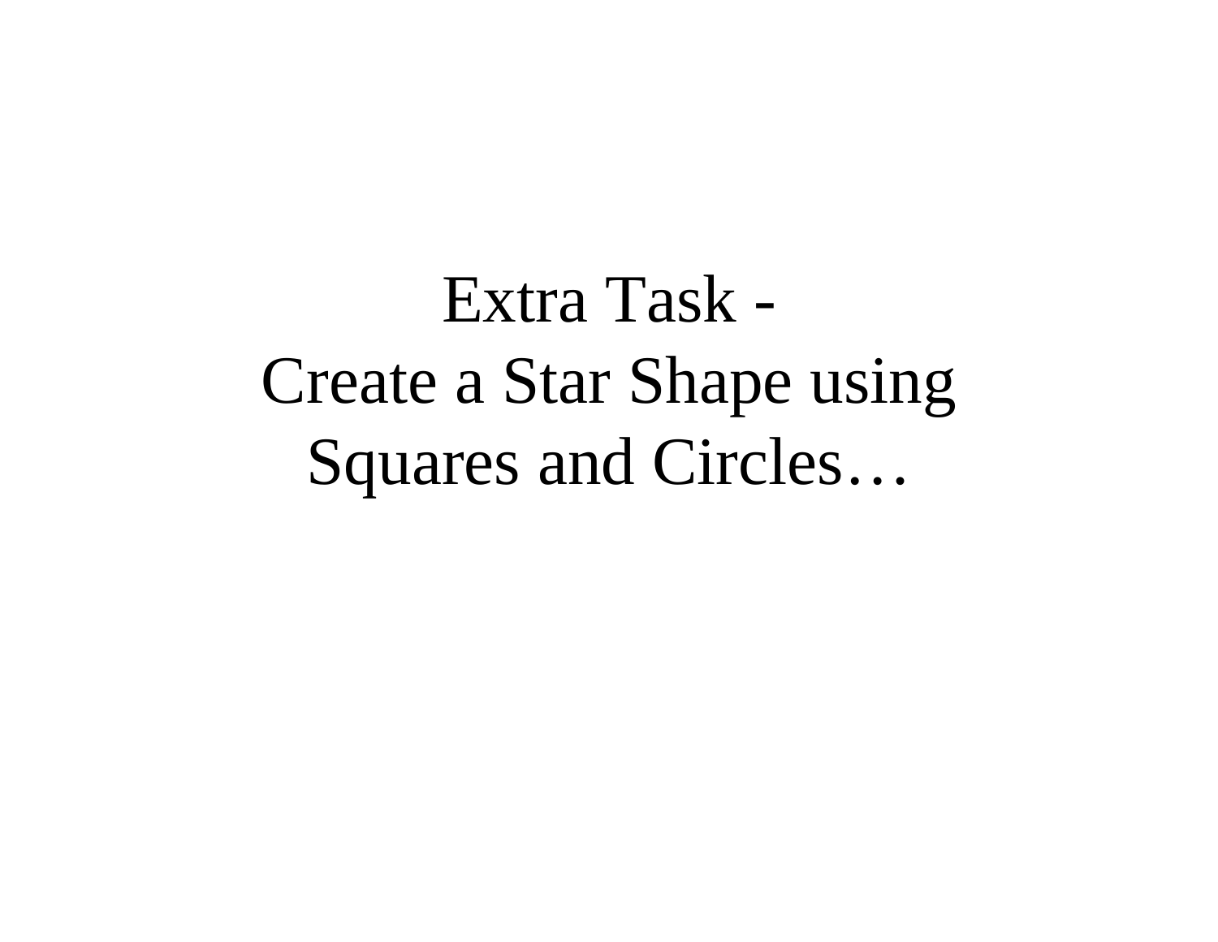# Extra Task -
# Create a Star Shape using Squares and Circles…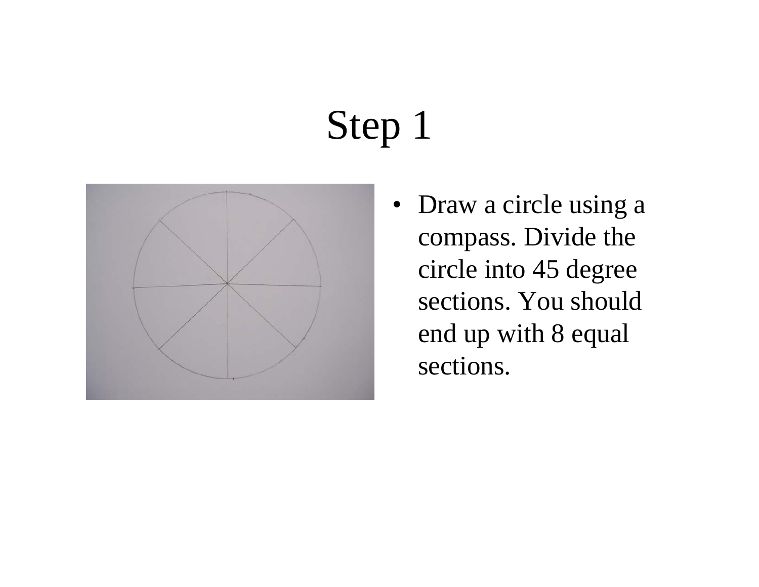# Step 1

- Draw a circle using a compass. Divide the circle into 45 degree sections. You should end up with 8 equal sections.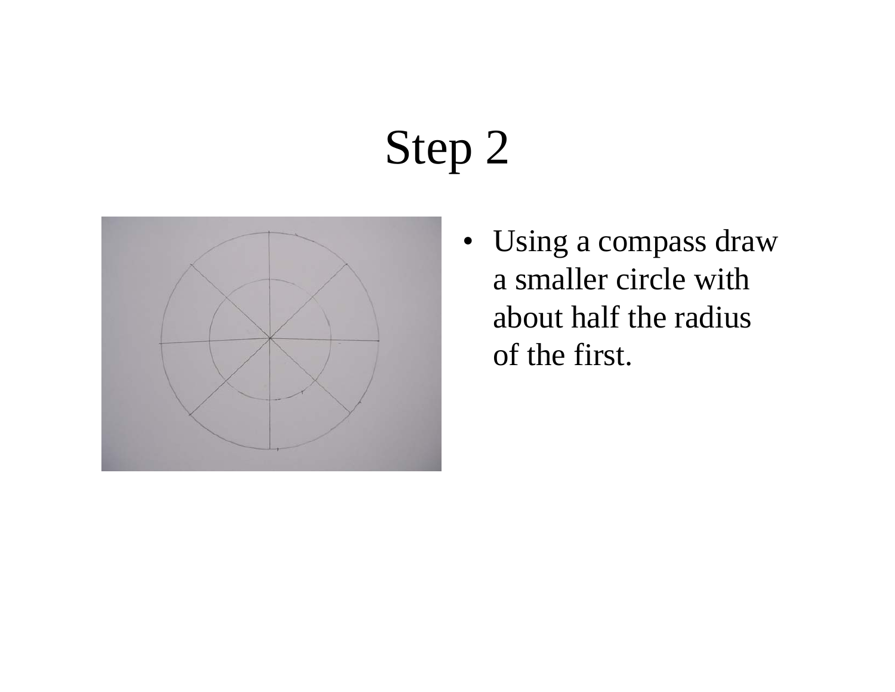# Step 2

- Using a compass draw a smaller circle with about half the radius of the first.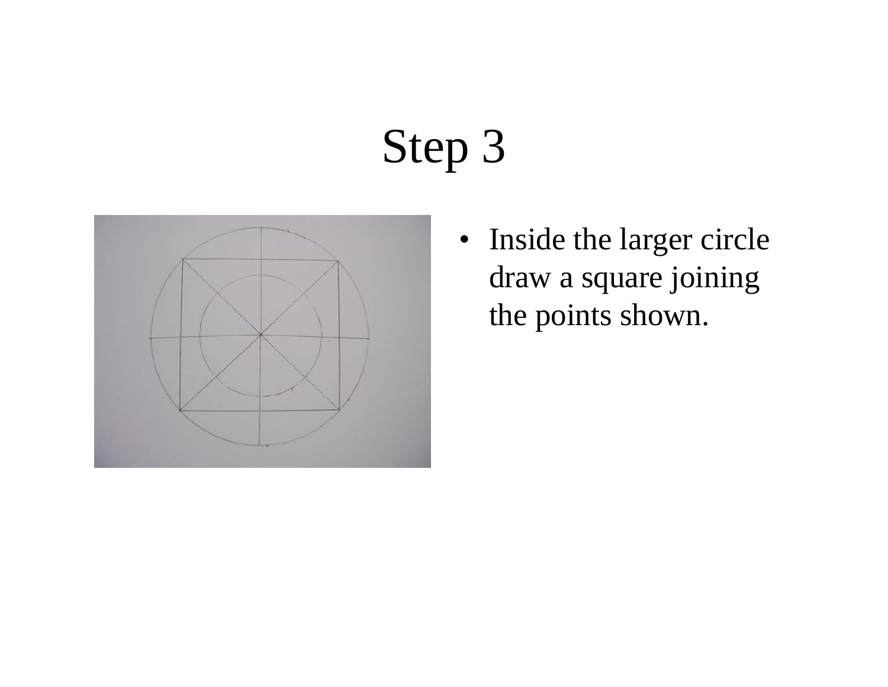# Step 3

- Inside the larger circle draw a square joining the points shown.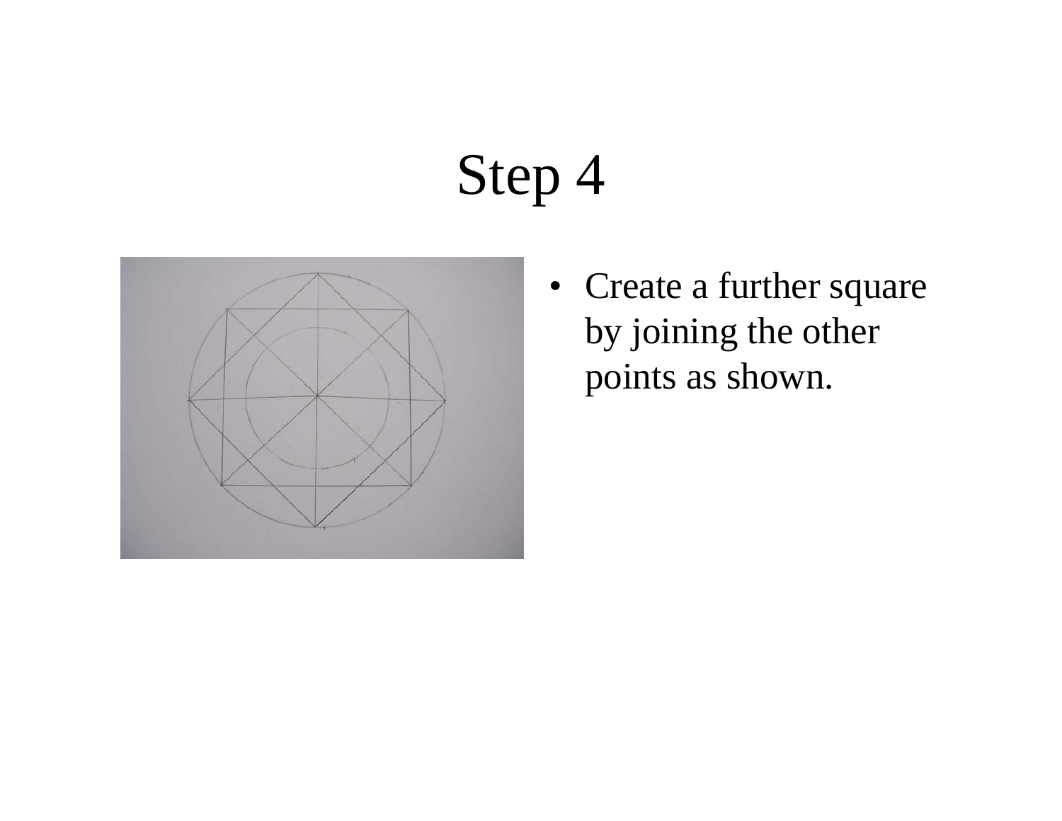# Step 4

- Create a further square by joining the other points as shown.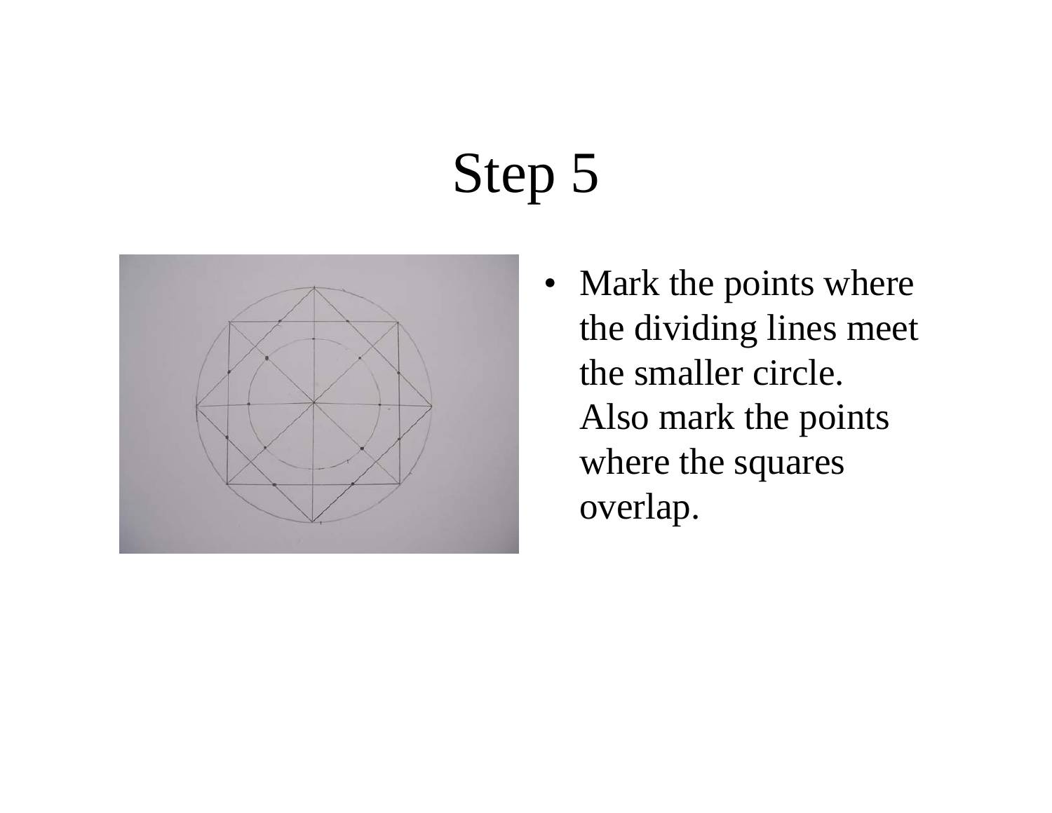# Step 5

- Mark the points where the dividing lines meet the smaller circle. Also mark the points where the squares overlap.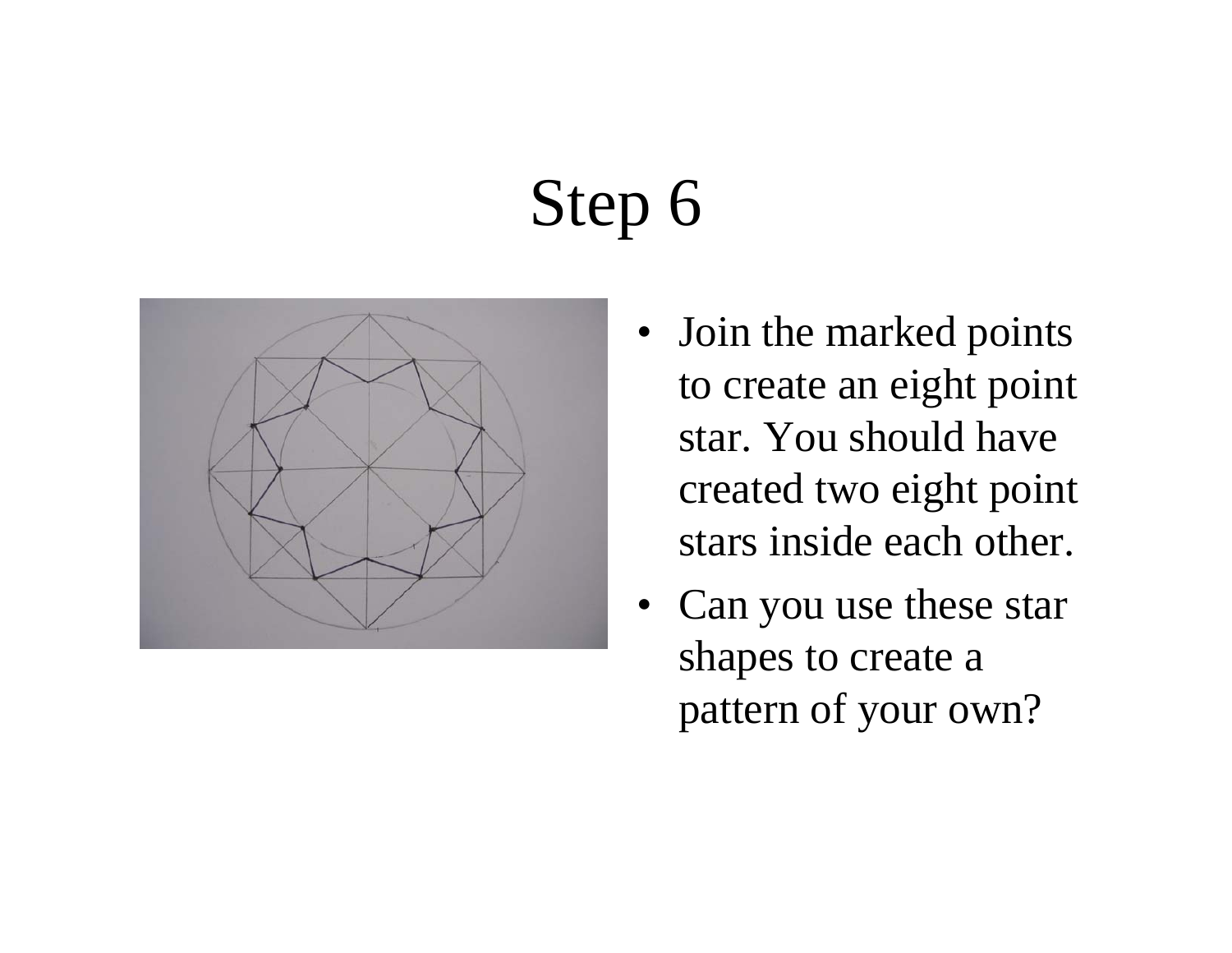# Step 6

- Join the marked points to create an eight point star. You should have created two eight point stars inside each other.
- Can you use these star shapes to create a pattern of your own?